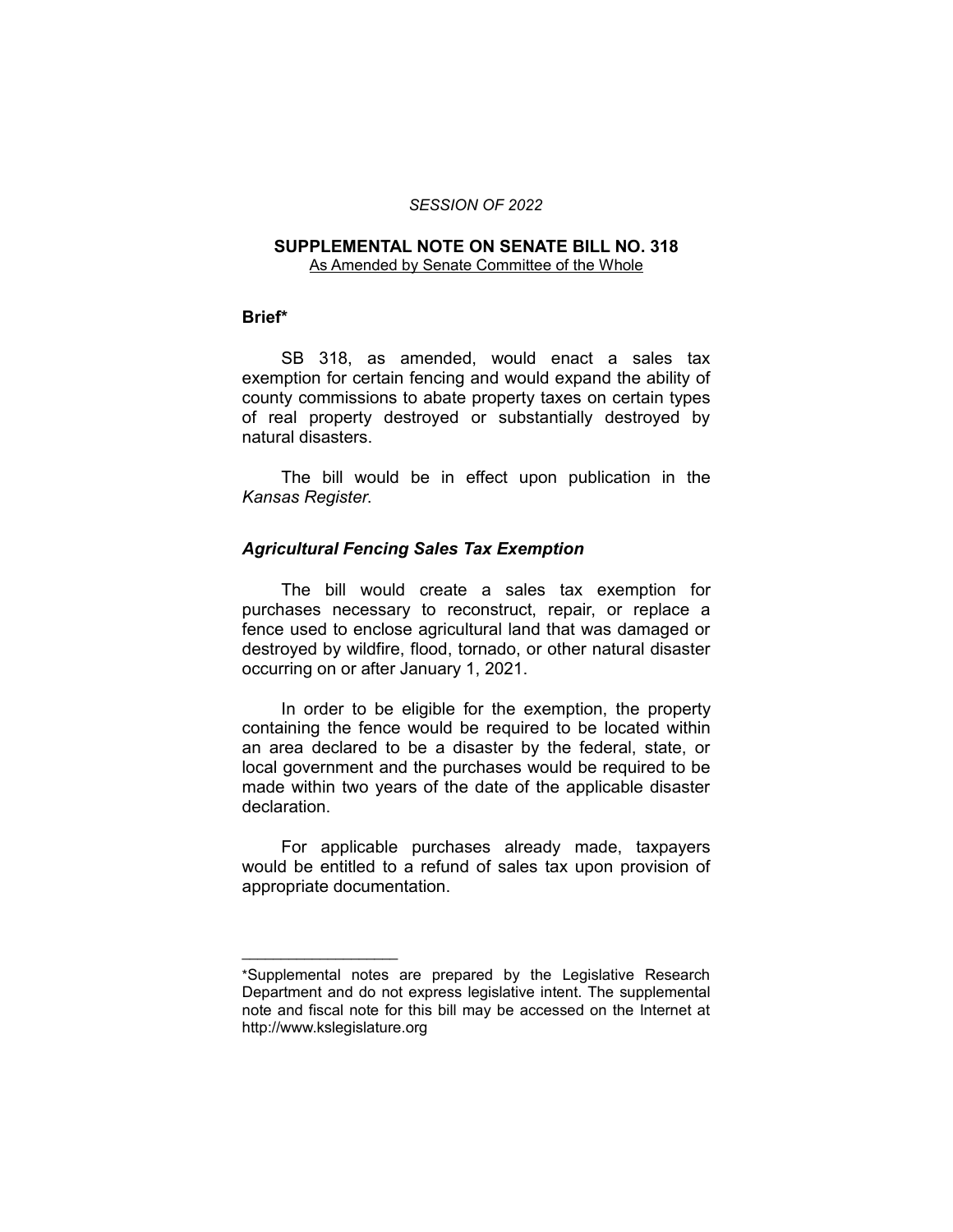*SESSION OF 2022*

# SUPPLEMENTAL NOTE ON SENATE BILL NO. 318

As Amended by Senate Committee of the Whole

## Brief*

SB 318, as amended, would enact a sales tax exemption for certain fencing and would expand the ability of county commissions to abate property taxes on certain types of real property destroyed or substantially destroyed by natural disasters.

The bill would be in effect upon publication in the *Kansas Register*.

### *Agricultural Fencing Sales Tax Exemption*

The bill would create a sales tax exemption for purchases necessary to reconstruct, repair, or replace a fence used to enclose agricultural land that was damaged or destroyed by wildfire, flood, tornado, or other natural disaster occurring on or after January 1, 2021.

In order to be eligible for the exemption, the property containing the fence would be required to be located within an area declared to be a disaster by the federal, state, or local government and the purchases would be required to be made within two years of the date of the applicable disaster declaration.

For applicable purchases already made, taxpayers would be entitled to a refund of sales tax upon provision of appropriate documentation.

____________________

*Supplemental notes are prepared by the Legislative Research Department and do not express legislative intent. The supplemental note and fiscal note for this bill may be accessed on the Internet at http://www.kslegislature.org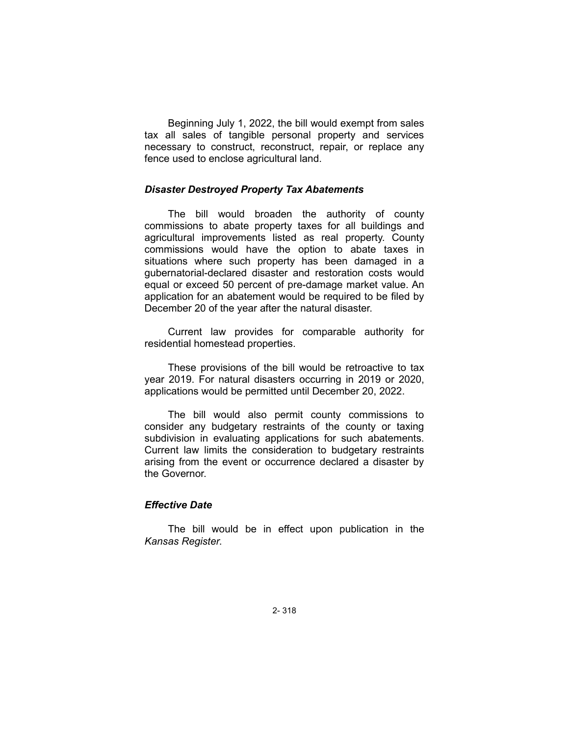Beginning July 1, 2022, the bill would exempt from sales tax all sales of tangible personal property and services necessary to construct, reconstruct, repair, or replace any fence used to enclose agricultural land.

### *Disaster Destroyed Property Tax Abatements*

The bill would broaden the authority of county commissions to abate property taxes for all buildings and agricultural improvements listed as real property. County commissions would have the option to abate taxes in situations where such property has been damaged in a gubernatorial-declared disaster and restoration costs would equal or exceed 50 percent of pre-damage market value. An application for an abatement would be required to be filed by December 20 of the year after the natural disaster.

Current law provides for comparable authority for residential homestead properties.

These provisions of the bill would be retroactive to tax year 2019. For natural disasters occurring in 2019 or 2020, applications would be permitted until December 20, 2022.

The bill would also permit county commissions to consider any budgetary restraints of the county or taxing subdivision in evaluating applications for such abatements. Current law limits the consideration to budgetary restraints arising from the event or occurrence declared a disaster by the Governor.

### *Effective Date*

The bill would be in effect upon publication in the *Kansas Register*.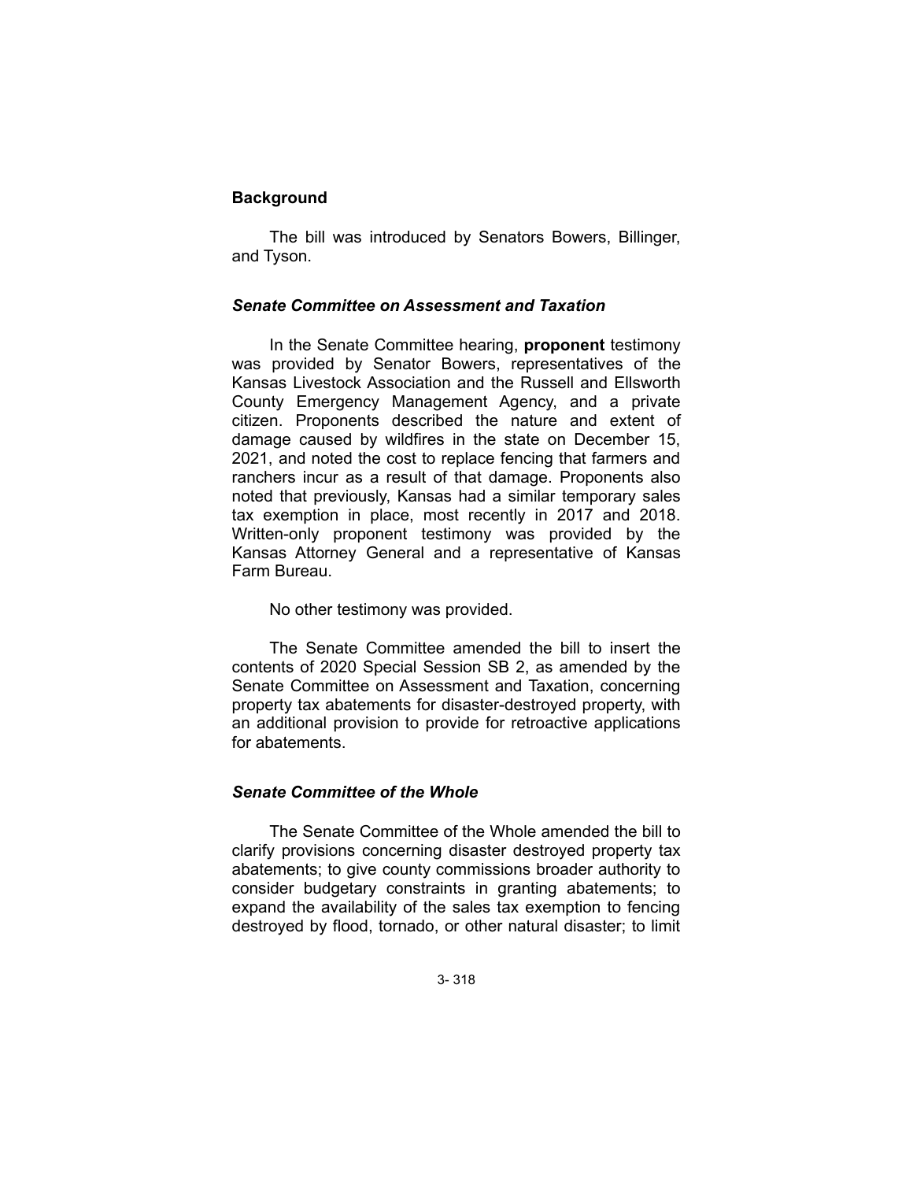## Background

The bill was introduced by Senators Bowers, Billinger, and Tyson.

### *Senate Committee on Assessment and Taxation*

In the Senate Committee hearing, **proponent** testimony was provided by Senator Bowers, representatives of the Kansas Livestock Association and the Russell and Ellsworth County Emergency Management Agency, and a private citizen. Proponents described the nature and extent of damage caused by wildfires in the state on December 15, 2021, and noted the cost to replace fencing that farmers and ranchers incur as a result of that damage. Proponents also noted that previously, Kansas had a similar temporary sales tax exemption in place, most recently in 2017 and 2018. Written-only proponent testimony was provided by the Kansas Attorney General and a representative of Kansas Farm Bureau.

No other testimony was provided.

The Senate Committee amended the bill to insert the contents of 2020 Special Session SB 2, as amended by the Senate Committee on Assessment and Taxation, concerning property tax abatements for disaster-destroyed property, with an additional provision to provide for retroactive applications for abatements.

### *Senate Committee of the Whole*

The Senate Committee of the Whole amended the bill to clarify provisions concerning disaster destroyed property tax abatements; to give county commissions broader authority to consider budgetary constraints in granting abatements; to expand the availability of the sales tax exemption to fencing destroyed by flood, tornado, or other natural disaster; to limit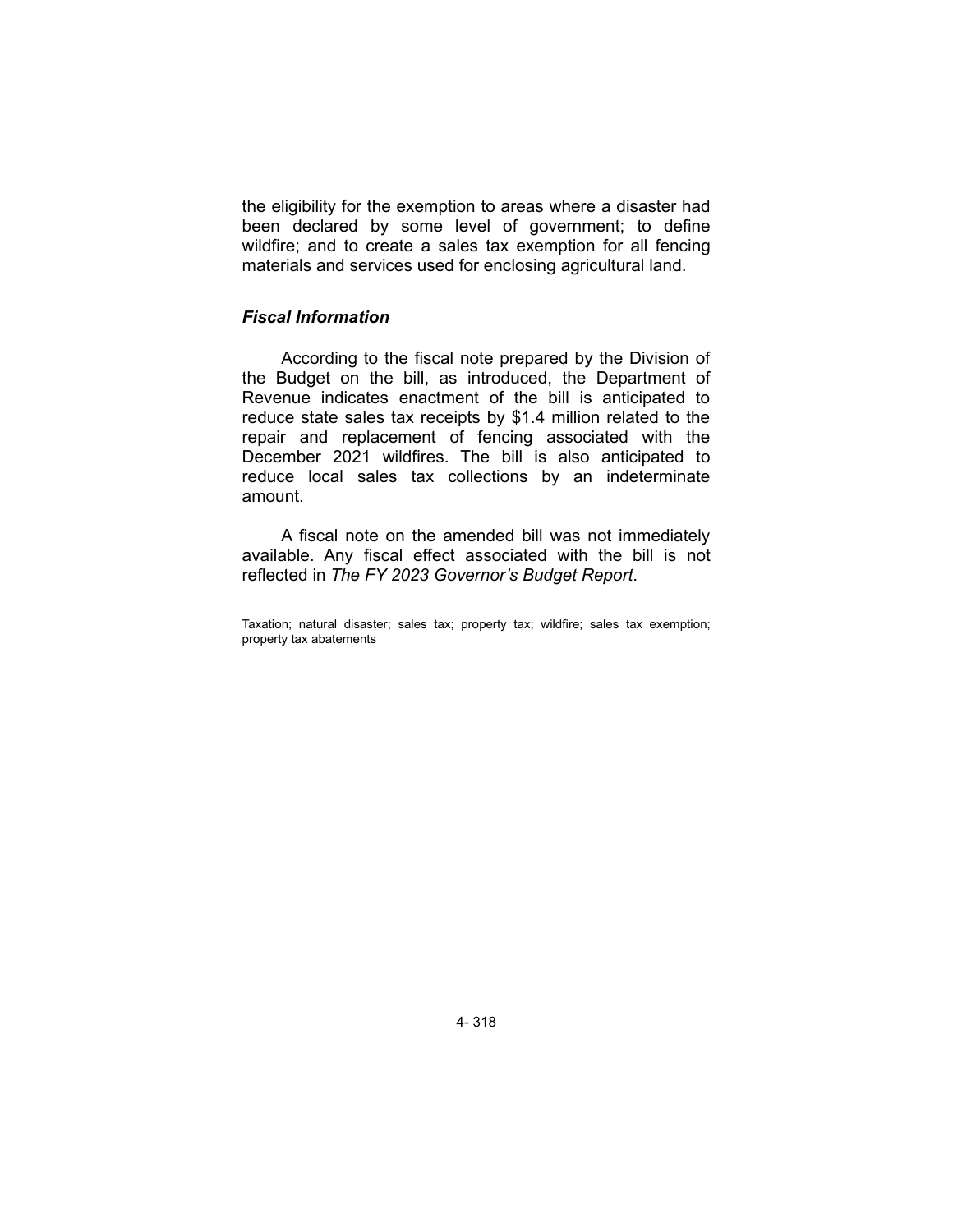the eligibility for the exemption to areas where a disaster had been declared by some level of government; to define wildfire; and to create a sales tax exemption for all fencing materials and services used for enclosing agricultural land.

### *Fiscal Information*

According to the fiscal note prepared by the Division of the Budget on the bill, as introduced, the Department of Revenue indicates enactment of the bill is anticipated to reduce state sales tax receipts by $1.4 million related to the repair and replacement of fencing associated with the December 2021 wildfires. The bill is also anticipated to reduce local sales tax collections by an indeterminate amount.

A fiscal note on the amended bill was not immediately available. Any fiscal effect associated with the bill is not reflected in *The FY 2023 Governor's Budget Report*.

Taxation; natural disaster; sales tax; property tax; wildfire; sales tax exemption; property tax abatements